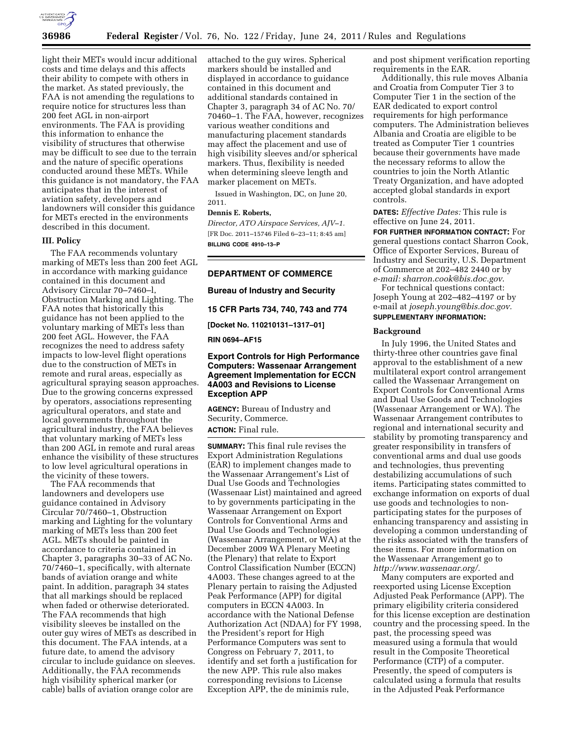light their METs would incur additional costs and time delays and this affects their ability to compete with others in the market. As stated previously, the FAA is not amending the regulations to require notice for structures less than 200 feet AGL in non-airport environments. The FAA is providing this information to enhance the visibility of structures that otherwise may be difficult to see due to the terrain and the nature of specific operations conducted around these METs. While this guidance is not mandatory, the FAA anticipates that in the interest of aviation safety, developers and landowners will consider this guidance for METs erected in the environments described in this document.

### III. Policy

The FAA recommends voluntary marking of METs less than 200 feet AGL in accordance with marking guidance contained in this document and Advisory Circular 70–7460–l, Obstruction Marking and Lighting. The FAA notes that historically this guidance has not been applied to the voluntary marking of METs less than 200 feet AGL. However, the FAA recognizes the need to address safety impacts to low-level flight operations due to the construction of METs in remote and rural areas, especially as agricultural spraying season approaches. Due to the growing concerns expressed by operators, associations representing agricultural operators, and state and local governments throughout the agricultural industry, the FAA believes that voluntary marking of METs less than 200 AGL in remote and rural areas enhance the visibility of these structures to low level agricultural operations in the vicinity of these towers.

The FAA recommends that landowners and developers use guidance contained in Advisory Circular 70/7460–1, Obstruction marking and Lighting for the voluntary marking of METs less than 200 feet AGL. METs should be painted in accordance to criteria contained in Chapter 3, paragraphs 30–33 of AC No. 70/7460–1, specifically, with alternate bands of aviation orange and white paint. In addition, paragraph 34 states that all markings should be replaced when faded or otherwise deteriorated. The FAA recommends that high visibility sleeves be installed on the outer guy wires of METs as described in this document. The FAA intends, at a future date, to amend the advisory circular to include guidance on sleeves. Additionally, the FAA recommends high visibility spherical marker (or cable) balls of aviation orange color are attached to the guy wires. Spherical markers should be installed and displayed in accordance to guidance contained in this document and additional standards contained in Chapter 3, paragraph 34 of AC No. 70/70460–1. The FAA, however, recognizes various weather conditions and manufacturing placement standards may affect the placement and use of high visibility sleeves and/or spherical markers. Thus, flexibility is needed when determining sleeve length and marker placement on METs.

Issued in Washington, DC, on June 20, 2011.

**Dennis E. Roberts,**

*Director, ATO Airspace Services, AJV–1.*

[FR Doc. 2011–15746 Filed 6–23–11; 8:45 am]

**BILLING CODE 4910–13–P**

---

## DEPARTMENT OF COMMERCE

### Bureau of Industry and Security

### 15 CFR Parts 734, 740, 743 and 774

**[Docket No. 110210131–1317–01]**

**RIN 0694–AF15**

### Export Controls for High Performance Computers: Wassenaar Arrangement Agreement Implementation for ECCN 4A003 and Revisions to License Exception APP

**AGENCY:** Bureau of Industry and Security, Commerce.

**ACTION:** Final rule.

---

**SUMMARY:** This final rule revises the Export Administration Regulations (EAR) to implement changes made to the Wassenaar Arrangement's List of Dual Use Goods and Technologies (Wassenaar List) maintained and agreed to by governments participating in the Wassenaar Arrangement on Export Controls for Conventional Arms and Dual Use Goods and Technologies (Wassenaar Arrangement, or WA) at the December 2009 WA Plenary Meeting (the Plenary) that relate to Export Control Classification Number (ECCN) 4A003. These changes agreed to at the Plenary pertain to raising the Adjusted Peak Performance (APP) for digital computers in ECCN 4A003. In accordance with the National Defense Authorization Act (NDAA) for FY 1998, the President's report for High Performance Computers was sent to Congress on February 7, 2011, to identify and set forth a justification for the new APP. This rule also makes corresponding revisions to License Exception APP, the de minimis rule, and post shipment verification reporting requirements in the EAR.

Additionally, this rule moves Albania and Croatia from Computer Tier 3 to Computer Tier 1 in the section of the EAR dedicated to export control requirements for high performance computers. The Administration believes Albania and Croatia are eligible to be treated as Computer Tier 1 countries because their governments have made the necessary reforms to allow the countries to join the North Atlantic Treaty Organization, and have adopted accepted global standards in export controls.

**DATES:** *Effective Dates:* This rule is effective on June 24, 2011.

**FOR FURTHER INFORMATION CONTACT:** For general questions contact Sharron Cook, Office of Exporter Services, Bureau of Industry and Security, U.S. Department of Commerce at 202–482 2440 or by *e-mail: sharron.cook@bis.doc.gov*.

For technical questions contact: Joseph Young at 202–482–4197 or by e-mail at *joseph.young@bis.doc.gov*.

**SUPPLEMENTARY INFORMATION:**

### Background

In July 1996, the United States and thirty-three other countries gave final approval to the establishment of a new multilateral export control arrangement called the Wassenaar Arrangement on Export Controls for Conventional Arms and Dual Use Goods and Technologies (Wassenaar Arrangement or WA). The Wassenaar Arrangement contributes to regional and international security and stability by promoting transparency and greater responsibility in transfers of conventional arms and dual use goods and technologies, thus preventing destabilizing accumulations of such items. Participating states committed to exchange information on exports of dual use goods and technologies to non-participating states for the purposes of enhancing transparency and assisting in developing a common understanding of the risks associated with the transfers of these items. For more information on the Wassenaar Arrangement go to *http://www.wassenaar.org/.*

Many computers are exported and reexported using License Exception Adjusted Peak Performance (APP). The primary eligibility criteria considered for this license exception are destination country and the processing speed. In the past, the processing speed was measured using a formula that would result in the Composite Theoretical Performance (CTP) of a computer. Presently, the speed of computers is calculated using a formula that results in the Adjusted Peak Performance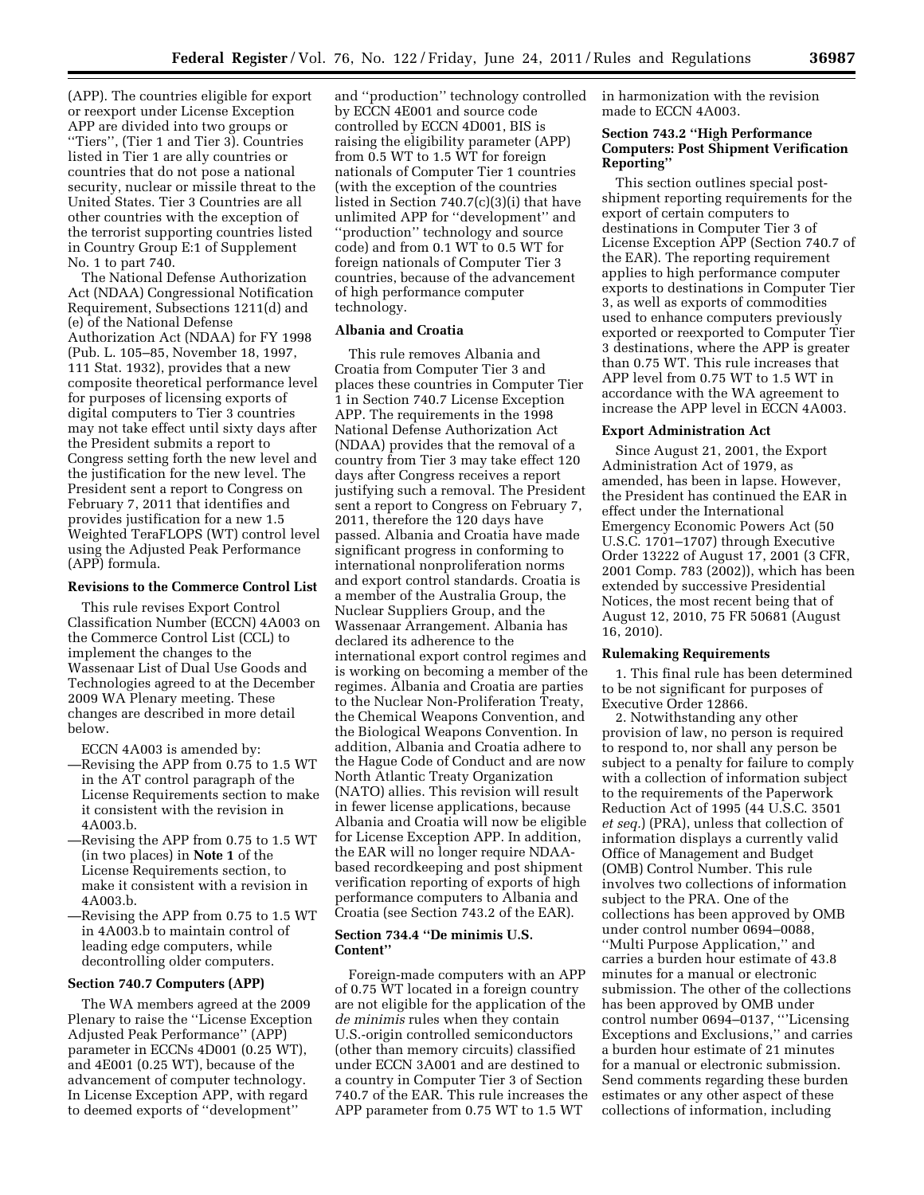(APP). The countries eligible for export or reexport under License Exception APP are divided into two groups or ''Tiers'', (Tier 1 and Tier 3). Countries listed in Tier 1 are ally countries or countries that do not pose a national security, nuclear or missile threat to the United States. Tier 3 Countries are all other countries with the exception of the terrorist supporting countries listed in Country Group E:1 of Supplement No. 1 to part 740.

The National Defense Authorization Act (NDAA) Congressional Notification Requirement, Subsections 1211(d) and (e) of the National Defense Authorization Act (NDAA) for FY 1998 (Pub. L. 105–85, November 18, 1997, 111 Stat. 1932), provides that a new composite theoretical performance level for purposes of licensing exports of digital computers to Tier 3 countries may not take effect until sixty days after the President submits a report to Congress setting forth the new level and the justification for the new level. The President sent a report to Congress on February 7, 2011 that identifies and provides justification for a new 1.5 Weighted TeraFLOPS (WT) control level using the Adjusted Peak Performance (APP) formula.

### Revisions to the Commerce Control List

This rule revises Export Control Classification Number (ECCN) 4A003 on the Commerce Control List (CCL) to implement the changes to the Wassenaar List of Dual Use Goods and Technologies agreed to at the December 2009 WA Plenary meeting. These changes are described in more detail below.

ECCN 4A003 is amended by:

—Revising the APP from 0.75 to 1.5 WT in the AT control paragraph of the License Requirements section to make it consistent with the revision in 4A003.b.

—Revising the APP from 0.75 to 1.5 WT (in two places) in **Note 1** of the License Requirements section, to make it consistent with a revision in 4A003.b.

—Revising the APP from 0.75 to 1.5 WT in 4A003.b to maintain control of leading edge computers, while decontrolling older computers.

### Section 740.7 Computers (APP)

The WA members agreed at the 2009 Plenary to raise the ''License Exception Adjusted Peak Performance'' (APP) parameter in ECCNs 4D001 (0.25 WT), and 4E001 (0.25 WT), because of the advancement of computer technology. In License Exception APP, with regard to deemed exports of ''development'' and ''production'' technology controlled by ECCN 4E001 and source code controlled by ECCN 4D001, BIS is raising the eligibility parameter (APP) from 0.5 WT to 1.5 WT for foreign nationals of Computer Tier 1 countries (with the exception of the countries listed in Section 740.7(c)(3)(i) that have unlimited APP for ''development'' and ''production'' technology and source code) and from 0.1 WT to 0.5 WT for foreign nationals of Computer Tier 3 countries, because of the advancement of high performance computer technology.

### Albania and Croatia

This rule removes Albania and Croatia from Computer Tier 3 and places these countries in Computer Tier 1 in Section 740.7 License Exception APP. The requirements in the 1998 National Defense Authorization Act (NDAA) provides that the removal of a country from Tier 3 may take effect 120 days after Congress receives a report justifying such a removal. The President sent a report to Congress on February 7, 2011, therefore the 120 days have passed. Albania and Croatia have made significant progress in conforming to international nonproliferation norms and export control standards. Croatia is a member of the Australia Group, the Nuclear Suppliers Group, and the Wassenaar Arrangement. Albania has declared its adherence to the international export control regimes and is working on becoming a member of the regimes. Albania and Croatia are parties to the Nuclear Non-Proliferation Treaty, the Chemical Weapons Convention, and the Biological Weapons Convention. In addition, Albania and Croatia adhere to the Hague Code of Conduct and are now North Atlantic Treaty Organization (NATO) allies. This revision will result in fewer license applications, because Albania and Croatia will now be eligible for License Exception APP. In addition, the EAR will no longer require NDAA-based recordkeeping and post shipment verification reporting of exports of high performance computers to Albania and Croatia (see Section 743.2 of the EAR).

### Section 734.4 ''De minimis U.S. Content''

Foreign-made computers with an APP of 0.75 WT located in a foreign country are not eligible for the application of the *de minimis* rules when they contain U.S.-origin controlled semiconductors (other than memory circuits) classified under ECCN 3A001 and are destined to a country in Computer Tier 3 of Section 740.7 of the EAR. This rule increases the APP parameter from 0.75 WT to 1.5 WT in harmonization with the revision made to ECCN 4A003.

### Section 743.2 ''High Performance Computers: Post Shipment Verification Reporting''

This section outlines special post-shipment reporting requirements for the export of certain computers to destinations in Computer Tier 3 of License Exception APP (Section 740.7 of the EAR). The reporting requirement applies to high performance computer exports to destinations in Computer Tier 3, as well as exports of commodities used to enhance computers previously exported or reexported to Computer Tier 3 destinations, where the APP is greater than 0.75 WT. This rule increases that APP level from 0.75 WT to 1.5 WT in accordance with the WA agreement to increase the APP level in ECCN 4A003.

### Export Administration Act

Since August 21, 2001, the Export Administration Act of 1979, as amended, has been in lapse. However, the President has continued the EAR in effect under the International Emergency Economic Powers Act (50 U.S.C. 1701–1707) through Executive Order 13222 of August 17, 2001 (3 CFR, 2001 Comp. 783 (2002)), which has been extended by successive Presidential Notices, the most recent being that of August 12, 2010, 75 FR 50681 (August 16, 2010).

### Rulemaking Requirements

1. This final rule has been determined to be not significant for purposes of Executive Order 12866.

2. Notwithstanding any other provision of law, no person is required to respond to, nor shall any person be subject to a penalty for failure to comply with a collection of information subject to the requirements of the Paperwork Reduction Act of 1995 (44 U.S.C. 3501 *et seq.*) (PRA), unless that collection of information displays a currently valid Office of Management and Budget (OMB) Control Number. This rule involves two collections of information subject to the PRA. One of the collections has been approved by OMB under control number 0694–0088, ''Multi Purpose Application,'' and carries a burden hour estimate of 43.8 minutes for a manual or electronic submission. The other of the collections has been approved by OMB under control number 0694–0137, '''Licensing Exceptions and Exclusions,'' and carries a burden hour estimate of 21 minutes for a manual or electronic submission. Send comments regarding these burden estimates or any other aspect of these collections of information, including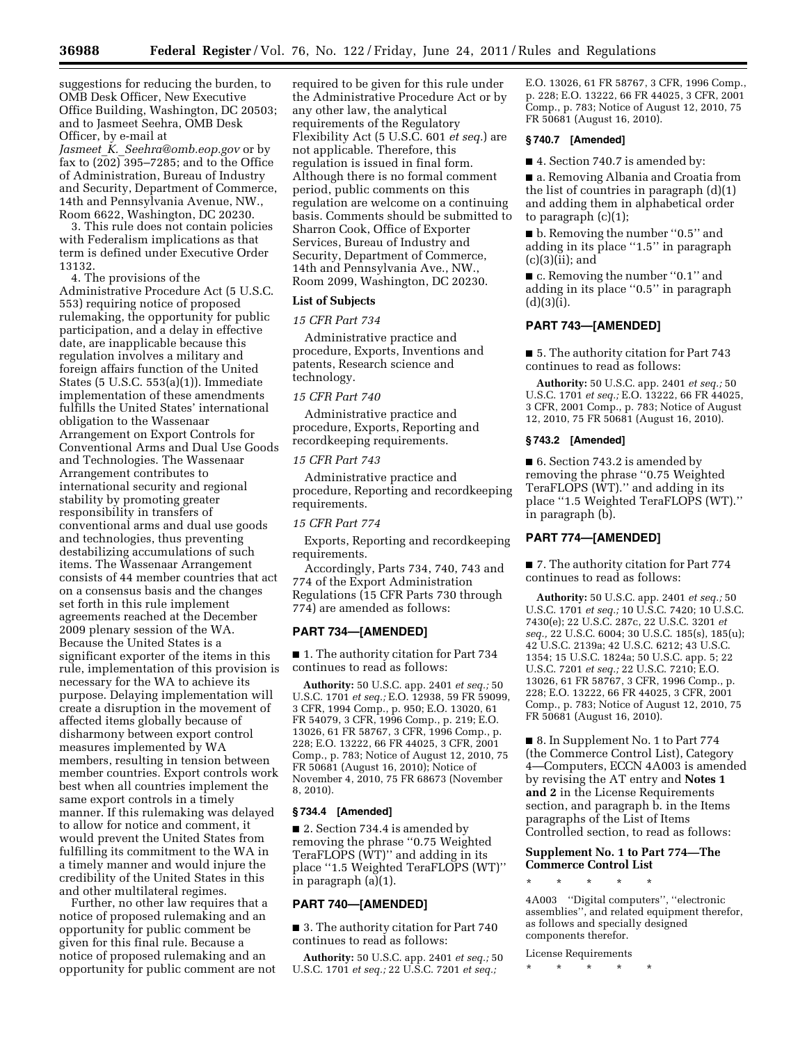suggestions for reducing the burden, to OMB Desk Officer, New Executive Office Building, Washington, DC 20503; and to Jasmeet Seehra, OMB Desk Officer, by e-mail at *Jasmeet_K._Seehra@omb.eop.gov* or by fax to (202) 395–7285; and to the Office of Administration, Bureau of Industry and Security, Department of Commerce, 14th and Pennsylvania Avenue, NW., Room 6622, Washington, DC 20230.

3. This rule does not contain policies with Federalism implications as that term is defined under Executive Order 13132.

4. The provisions of the Administrative Procedure Act (5 U.S.C. 553) requiring notice of proposed rulemaking, the opportunity for public participation, and a delay in effective date, are inapplicable because this regulation involves a military and foreign affairs function of the United States (5 U.S.C. 553(a)(1)). Immediate implementation of these amendments fulfills the United States' international obligation to the Wassenaar Arrangement on Export Controls for Conventional Arms and Dual Use Goods and Technologies. The Wassenaar Arrangement contributes to international security and regional stability by promoting greater responsibility in transfers of conventional arms and dual use goods and technologies, thus preventing destabilizing accumulations of such items. The Wassenaar Arrangement consists of 44 member countries that act on a consensus basis and the changes set forth in this rule implement agreements reached at the December 2009 plenary session of the WA. Because the United States is a significant exporter of the items in this rule, implementation of this provision is necessary for the WA to achieve its purpose. Delaying implementation will create a disruption in the movement of affected items globally because of disharmony between export control measures implemented by WA members, resulting in tension between member countries. Export controls work best when all countries implement the same export controls in a timely manner. If this rulemaking was delayed to allow for notice and comment, it would prevent the United States from fulfilling its commitment to the WA in a timely manner and would injure the credibility of the United States in this and other multilateral regimes.

Further, no other law requires that a notice of proposed rulemaking and an opportunity for public comment be given for this final rule. Because a notice of proposed rulemaking and an opportunity for public comment are not required to be given for this rule under the Administrative Procedure Act or by any other law, the analytical requirements of the Regulatory Flexibility Act (5 U.S.C. 601 *et seq.*) are not applicable. Therefore, this regulation is issued in final form. Although there is no formal comment period, public comments on this regulation are welcome on a continuing basis. Comments should be submitted to Sharron Cook, Office of Exporter Services, Bureau of Industry and Security, Department of Commerce, 14th and Pennsylvania Ave., NW., Room 2099, Washington, DC 20230.

## List of Subjects

*15 CFR Part 734*

Administrative practice and procedure, Exports, Inventions and patents, Research science and technology.

*15 CFR Part 740*

Administrative practice and procedure, Exports, Reporting and recordkeeping requirements.

*15 CFR Part 743*

Administrative practice and procedure, Reporting and recordkeeping requirements.

*15 CFR Part 774*

Exports, Reporting and recordkeeping requirements.

Accordingly, Parts 734, 740, 743 and 774 of the Export Administration Regulations (15 CFR Parts 730 through 774) are amended as follows:

## PART 734—[AMENDED]

■ 1. The authority citation for Part 734 continues to read as follows:

**Authority:** 50 U.S.C. app. 2401 *et seq.;* 50 U.S.C. 1701 *et seq.;* E.O. 12938, 59 FR 59099, 3 CFR, 1994 Comp., p. 950; E.O. 13020, 61 FR 54079, 3 CFR, 1996 Comp., p. 219; E.O. 13026, 61 FR 58767, 3 CFR, 1996 Comp., p. 228; E.O. 13222, 66 FR 44025, 3 CFR, 2001 Comp., p. 783; Notice of August 12, 2010, 75 FR 50681 (August 16, 2010); Notice of November 4, 2010, 75 FR 68673 (November 8, 2010).

### § 734.4 [Amended]

■ 2. Section 734.4 is amended by removing the phrase ''0.75 Weighted TeraFLOPS (WT)'' and adding in its place ''1.5 Weighted TeraFLOPS (WT)'' in paragraph (a)(1).

## PART 740—[AMENDED]

■ 3. The authority citation for Part 740 continues to read as follows:

**Authority:** 50 U.S.C. app. 2401 *et seq.;* 50 U.S.C. 1701 *et seq.;* 22 U.S.C. 7201 *et seq.;* E.O. 13026, 61 FR 58767, 3 CFR, 1996 Comp., p. 228; E.O. 13222, 66 FR 44025, 3 CFR, 2001 Comp., p. 783; Notice of August 12, 2010, 75 FR 50681 (August 16, 2010).

### § 740.7 [Amended]

■ 4. Section 740.7 is amended by:

■ a. Removing Albania and Croatia from the list of countries in paragraph (d)(1) and adding them in alphabetical order to paragraph (c)(1);

■ b. Removing the number ''0.5'' and adding in its place ''1.5'' in paragraph (c)(3)(ii); and

■ c. Removing the number ''0.1'' and adding in its place ''0.5'' in paragraph (d)(3)(i).

## PART 743—[AMENDED]

■ 5. The authority citation for Part 743 continues to read as follows:

**Authority:** 50 U.S.C. app. 2401 *et seq.;* 50 U.S.C. 1701 *et seq.;* E.O. 13222, 66 FR 44025, 3 CFR, 2001 Comp., p. 783; Notice of August 12, 2010, 75 FR 50681 (August 16, 2010).

### § 743.2 [Amended]

■ 6. Section 743.2 is amended by removing the phrase ''0.75 Weighted TeraFLOPS (WT).'' and adding in its place ''1.5 Weighted TeraFLOPS (WT).'' in paragraph (b).

## PART 774—[AMENDED]

■ 7. The authority citation for Part 774 continues to read as follows:

**Authority:** 50 U.S.C. app. 2401 *et seq.;* 50 U.S.C. 1701 *et seq.;* 10 U.S.C. 7420; 10 U.S.C. 7430(e); 22 U.S.C. 287c, 22 U.S.C. 3201 *et seq.,* 22 U.S.C. 6004; 30 U.S.C. 185(s), 185(u); 42 U.S.C. 2139a; 42 U.S.C. 6212; 43 U.S.C. 1354; 15 U.S.C. 1824a; 50 U.S.C. app. 5; 22 U.S.C. 7201 *et seq.;* 22 U.S.C. 7210; E.O. 13026, 61 FR 58767, 3 CFR, 1996 Comp., p. 228; E.O. 13222, 66 FR 44025, 3 CFR, 2001 Comp., p. 783; Notice of August 12, 2010, 75 FR 50681 (August 16, 2010).

■ 8. In Supplement No. 1 to Part 774 (the Commerce Control List), Category 4—Computers, ECCN 4A003 is amended by revising the AT entry and **Notes 1 and 2** in the License Requirements section, and paragraph b. in the Items paragraphs of the List of Items Controlled section, to read as follows:

### Supplement No. 1 to Part 774—The Commerce Control List

\* \* \* \* \*

4A003 ''Digital computers'', ''electronic assemblies'', and related equipment therefor, as follows and specially designed components therefor.

License Requirements

\* \* \* \* \*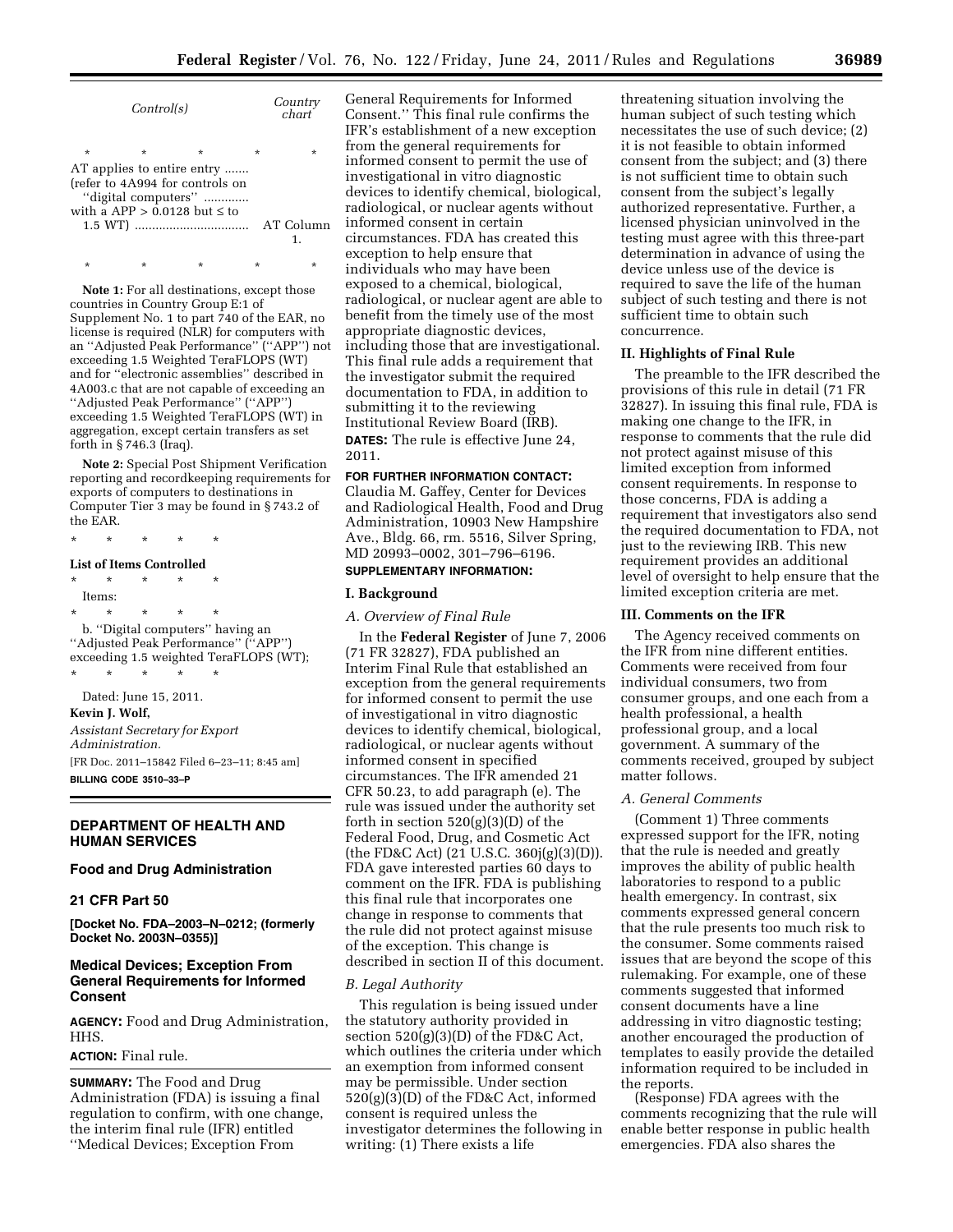| Control(s) | Country chart |
|---|---|
| * * * * * | |
| AT applies to entire entry ....... (refer to 4A994 for controls on "digital computers" ............ with a APP > 0.0128 but ≤ to 1.5 WT) ................................ | AT Column 1. |
| * * * * * | |

**Note 1:** For all destinations, except those countries in Country Group E:1 of Supplement No. 1 to part 740 of the EAR, no license is required (NLR) for computers with an "Adjusted Peak Performance" ("APP") not exceeding 1.5 Weighted TeraFLOPS (WT) and for "electronic assemblies" described in 4A003.c that are not capable of exceeding an "Adjusted Peak Performance" ("APP") exceeding 1.5 Weighted TeraFLOPS (WT) in aggregation, except certain transfers as set forth in § 746.3 (Iraq).

**Note 2:** Special Post Shipment Verification reporting and recordkeeping requirements for exports of computers to destinations in Computer Tier 3 may be found in § 743.2 of the EAR.

\* \* \* \* \*

**List of Items Controlled**

\* \* \* \* \*

Items:

\* \* \* \* \*

b. "Digital computers" having an "Adjusted Peak Performance" ("APP") exceeding 1.5 weighted TeraFLOPS (WT);

\* \* \* \* \*

Dated: June 15, 2011.

**Kevin J. Wolf,**

*Assistant Secretary for Export Administration.*

[FR Doc. 2011–15842 Filed 6–23–11; 8:45 am]

**BILLING CODE 3510–33–P**

---

## DEPARTMENT OF HEALTH AND HUMAN SERVICES

### Food and Drug Administration

### 21 CFR Part 50

**[Docket No. FDA–2003–N–0212; (formerly Docket No. 2003N–0355)]**

### Medical Devices; Exception From General Requirements for Informed Consent

**AGENCY:** Food and Drug Administration, HHS.

**ACTION:** Final rule.

**SUMMARY:** The Food and Drug Administration (FDA) is issuing a final regulation to confirm, with one change, the interim final rule (IFR) entitled "Medical Devices; Exception From General Requirements for Informed Consent." This final rule confirms the IFR's establishment of a new exception from the general requirements for informed consent to permit the use of investigational in vitro diagnostic devices to identify chemical, biological, radiological, or nuclear agents without informed consent in certain circumstances. FDA has created this exception to help ensure that individuals who may have been exposed to a chemical, biological, radiological, or nuclear agent are able to benefit from the timely use of the most appropriate diagnostic devices, including those that are investigational. This final rule adds a requirement that the investigator submit the required documentation to FDA, in addition to submitting it to the reviewing Institutional Review Board (IRB).

**DATES:** The rule is effective June 24, 2011.

**FOR FURTHER INFORMATION CONTACT:** Claudia M. Gaffey, Center for Devices and Radiological Health, Food and Drug Administration, 10903 New Hampshire Ave., Bldg. 66, rm. 5516, Silver Spring, MD 20993–0002, 301–796–6196.

**SUPPLEMENTARY INFORMATION:**

#### I. Background

*A. Overview of Final Rule*

In the **Federal Register** of June 7, 2006 (71 FR 32827), FDA published an Interim Final Rule that established an exception from the general requirements for informed consent to permit the use of investigational in vitro diagnostic devices to identify chemical, biological, radiological, or nuclear agents without informed consent in specified circumstances. The IFR amended 21 CFR 50.23, to add paragraph (e). The rule was issued under the authority set forth in section 520(g)(3)(D) of the Federal Food, Drug, and Cosmetic Act (the FD&C Act) (21 U.S.C. 360j(g)(3)(D)). FDA gave interested parties 60 days to comment on the IFR. FDA is publishing this final rule that incorporates one change in response to comments that the rule did not protect against misuse of the exception. This change is described in section II of this document.

*B. Legal Authority*

This regulation is being issued under the statutory authority provided in section 520(g)(3)(D) of the FD&C Act, which outlines the criteria under which an exemption from informed consent may be permissible. Under section 520(g)(3)(D) of the FD&C Act, informed consent is required unless the investigator determines the following in writing: (1) There exists a life threatening situation involving the human subject of such testing which necessitates the use of such device; (2) it is not feasible to obtain informed consent from the subject; and (3) there is not sufficient time to obtain such consent from the subject's legally authorized representative. Further, a licensed physician uninvolved in the testing must agree with this three-part determination in advance of using the device unless use of the device is required to save the life of the human subject of such testing and there is not sufficient time to obtain such concurrence.

#### II. Highlights of Final Rule

The preamble to the IFR described the provisions of this rule in detail (71 FR 32827). In issuing this final rule, FDA is making one change to the IFR, in response to comments that the rule did not protect against misuse of this limited exception from informed consent requirements. In response to those concerns, FDA is adding a requirement that investigators also send the required documentation to FDA, not just to the reviewing IRB. This new requirement provides an additional level of oversight to help ensure that the limited exception criteria are met.

#### III. Comments on the IFR

The Agency received comments on the IFR from nine different entities. Comments were received from four individual consumers, two from consumer groups, and one each from a health professional, a health professional group, and a local government. A summary of the comments received, grouped by subject matter follows.

*A. General Comments*

(Comment 1) Three comments expressed support for the IFR, noting that the rule is needed and greatly improves the ability of public health laboratories to respond to a public health emergency. In contrast, six comments expressed general concern that the rule presents too much risk to the consumer. Some comments raised issues that are beyond the scope of this rulemaking. For example, one of these comments suggested that informed consent documents have a line addressing in vitro diagnostic testing; another encouraged the production of templates to easily provide the detailed information required to be included in the reports.

(Response) FDA agrees with the comments recognizing that the rule will enable better response in public health emergencies. FDA also shares the